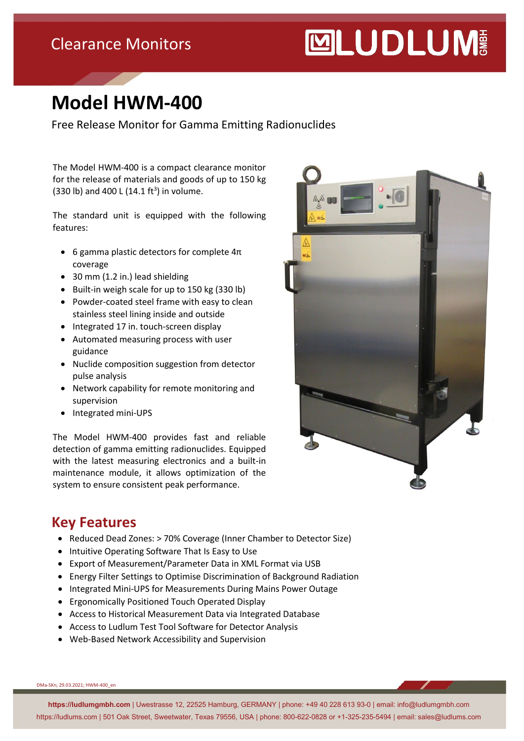Clearance Monitors

LUDLUM GMBH

# Model HWM-400

Free Release Monitor for Gamma Emitting Radionuclides

The Model HWM-400 is a compact clearance monitor for the release of materials and goods of up to 150 kg (330 lb) and 400 L (14.1 $ft^3$) in volume.

The standard unit is equipped with the following features:

- 6 gamma plastic detectors for complete 4π coverage
- 30 mm (1.2 in.) lead shielding
- Built-in weigh scale for up to 150 kg (330 lb)
- Powder-coated steel frame with easy to clean stainless steel lining inside and outside
- Integrated 17 in. touch-screen display
- Automated measuring process with user guidance
- Nuclide composition suggestion from detector pulse analysis
- Network capability for remote monitoring and supervision
- Integrated mini-UPS

The Model HWM-400 provides fast and reliable detection of gamma emitting radionuclides. Equipped with the latest measuring electronics and a built-in maintenance module, it allows optimization of the system to ensure consistent peak performance.

## Key Features

- Reduced Dead Zones: > 70% Coverage (Inner Chamber to Detector Size)
- Intuitive Operating Software That Is Easy to Use
- Export of Measurement/Parameter Data in XML Format via USB
- Energy Filter Settings to Optimise Discrimination of Background Radiation
- Integrated Mini-UPS for Measurements During Mains Power Outage
- Ergonomically Positioned Touch Operated Display
- Access to Historical Measurement Data via Integrated Database
- Access to Ludlum Test Tool Software for Detector Analysis
- Web-Based Network Accessibility and Supervision

DMa-SKn; 29.03.2021; HWM-400_en

**https://ludlumgmbh.com** | Uwestrasse 12, 22525 Hamburg, GERMANY | phone: +49 40 228 613 93-0 | email: info@ludlumgmbh.com
https://ludlums.com | 501 Oak Street, Sweetwater, Texas 79556, USA | phone: 800-622-0828 or +1-325-235-5494 | email: sales@ludlums.com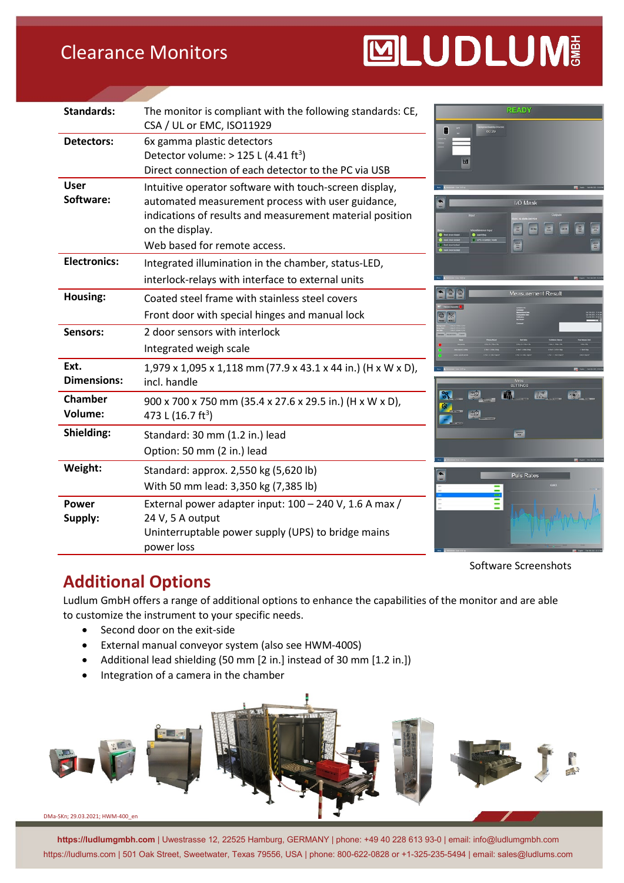## Clearance Monitors

| | |
|---|---|
| **Standards:** | The monitor is compliant with the following standards: CE, CSA / UL or EMC, ISO11929 |
| **Detectors:** | 6x gamma plastic detectors<br>Detector volume: > 125 L (4.41 ft$^3$)<br>Direct connection of each detector to the PC via USB |
| **User Software:** | Intuitive operator software with touch-screen display, automated measurement process with user guidance, indications of results and measurement material position on the display.<br>Web based for remote access. |
| **Electronics:** | Integrated illumination in the chamber, status-LED, interlock-relays with interface to external units |
| **Housing:** | Coated steel frame with stainless steel covers<br>Front door with special hinges and manual lock |
| **Sensors:** | 2 door sensors with interlock<br>Integrated weigh scale |
| **Ext. Dimensions:** | 1,979 x 1,095 x 1,118 mm (77.9 x 43.1 x 44 in.) (H x W x D), incl. handle |
| **Chamber Volume:** | 900 x 700 x 750 mm (35.4 x 27.6 x 29.5 in.) (H x W x D), 473 L (16.7 ft$^3$) |
| **Shielding:** | Standard: 30 mm (1.2 in.) lead<br>Option: 50 mm (2 in.) lead |
| **Weight:** | Standard: approx. 2,550 kg (5,620 lb)<br>With 50 mm lead: 3,350 kg (7,385 lb) |
| **Power Supply:** | External power adapter input: 100 – 240 V, 1.6 A max / 24 V, 5 A output<br>Uninterruptable power supply (UPS) to bridge mains power loss |

Software Screenshots

## Additional Options

Ludlum GmbH offers a range of additional options to enhance the capabilities of the monitor and are able to customize the instrument to your specific needs.

- Second door on the exit-side
- External manual conveyor system (also see HWM-400S)
- Additional lead shielding (50 mm [2 in.] instead of 30 mm [1.2 in.])
- Integration of a camera in the chamber

DMa-SKn; 29.03.2021; HWM-400_en

**https://ludlumgmbh.com** | Uwestrasse 12, 22525 Hamburg, GERMANY | phone: +49 40 228 613 93-0 | email: info@ludlumgmbh.com
https://ludlums.com | 501 Oak Street, Sweetwater, Texas 79556, USA | phone: 800-622-0828 or +1-325-235-5494 | email: sales@ludlums.com